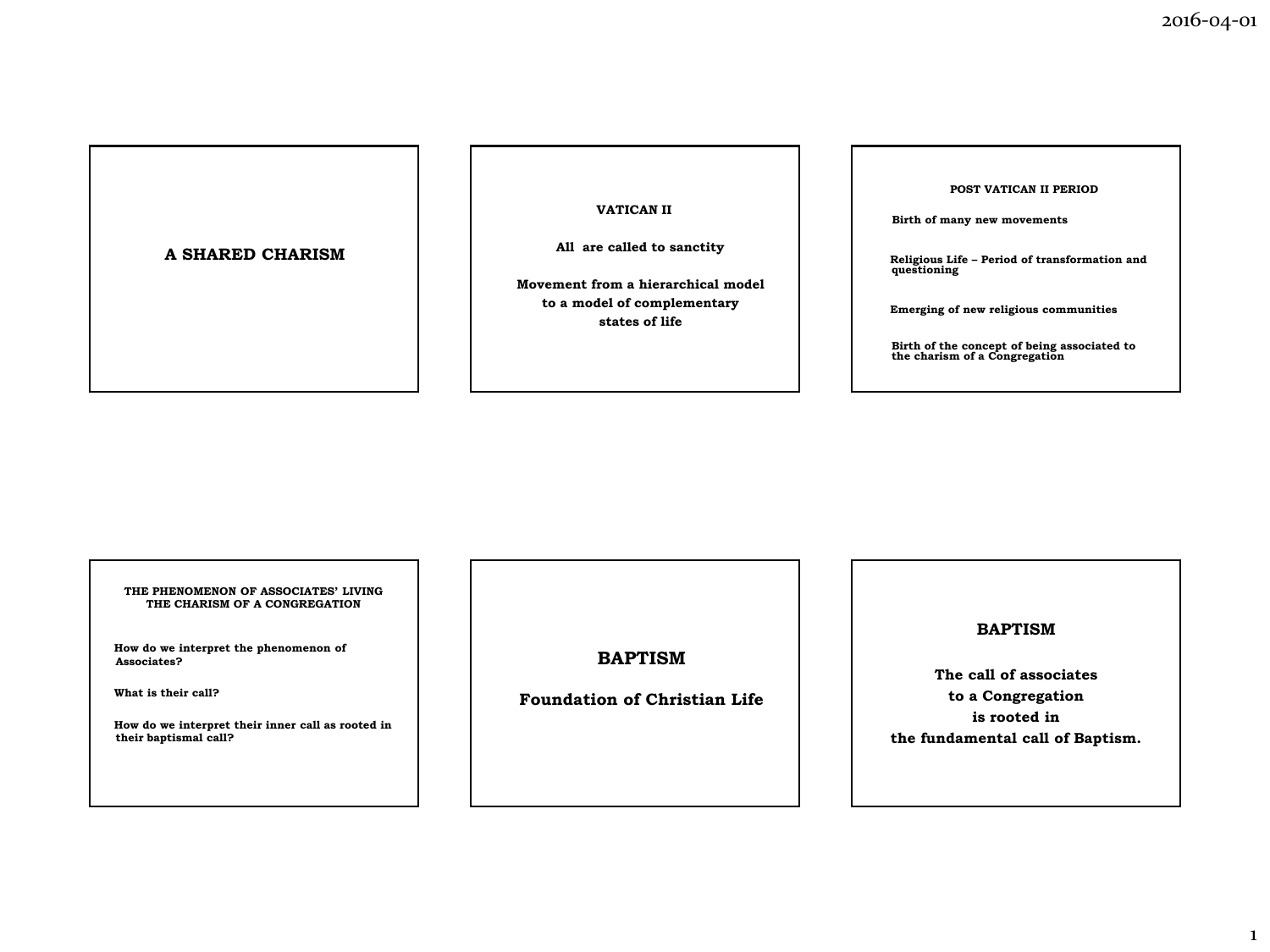## A SHARED CHARISM

## VATICAN II

**All are called to sanctity**

**Movement from a hierarchical model to a model of complementary states of life**

## POST VATICAN II PERIOD

**Birth of many new movements**

**Religious Life – Period of transformation and questioning**

**Emerging of new religious communities**

**Birth of the concept of being associated to the charism of a Congregation**

## THE PHENOMENON OF ASSOCIATES' LIVING THE CHARISM OF A CONGREGATION

**How do we interpret the phenomenon of Associates?**

**What is their call?**

**How do we interpret their inner call as rooted in their baptismal call?**

## BAPTISM

**Foundation of Christian Life**

## BAPTISM

**The call of associates to a Congregation is rooted in the fundamental call of Baptism.**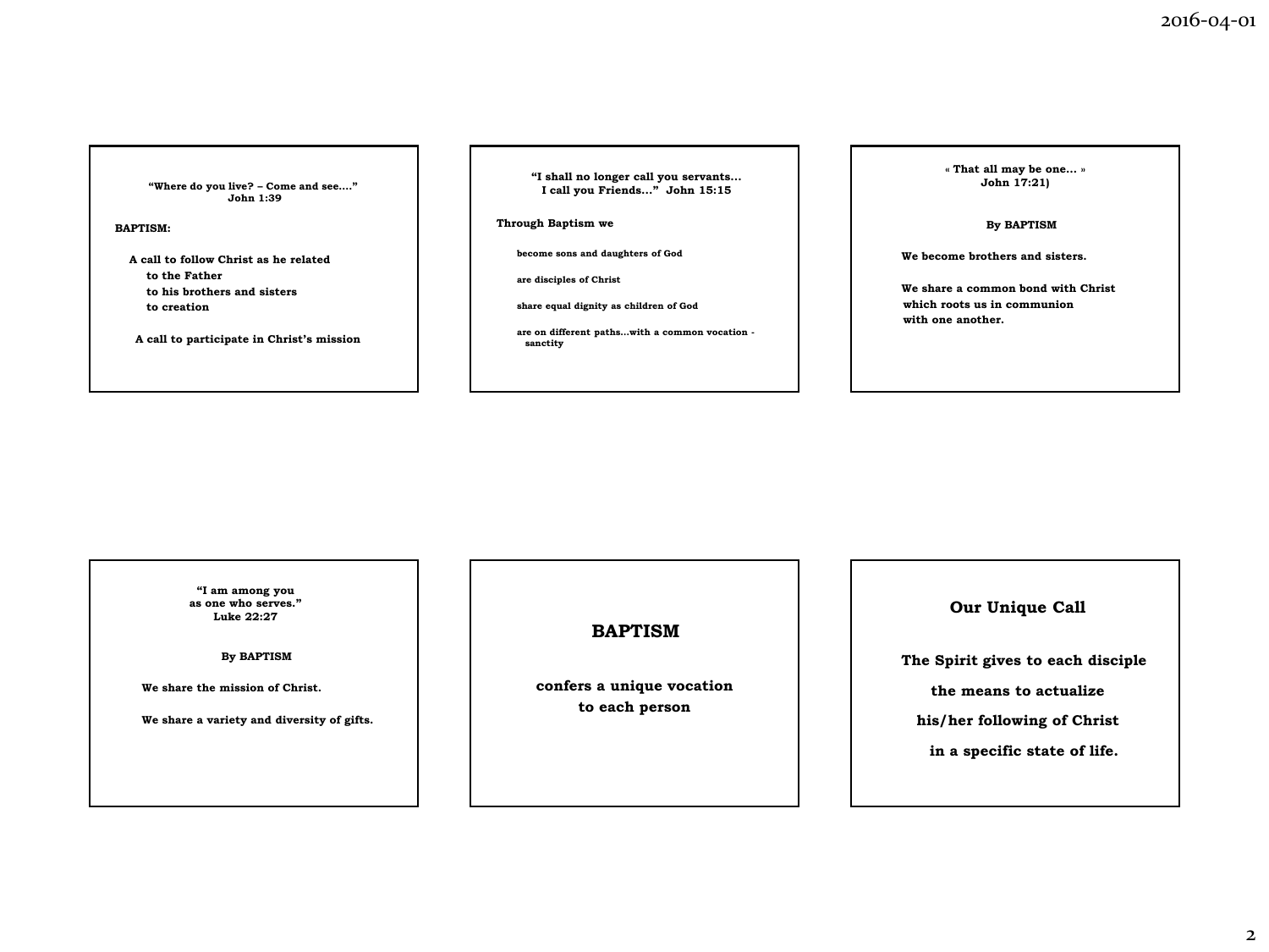“Where do you live? – Come and see….”
John 1:39

**BAPTISM:**

A call to follow Christ as he related
- to the Father
- to his brothers and sisters
- to creation

A call to participate in Christ's mission

---

“I shall no longer call you servants…
I call you Friends…” John 15:15

Through Baptism we

- become sons and daughters of God
- are disciples of Christ
- share equal dignity as children of God
- are on different paths…with a common vocation - sanctity

---

« That all may be one… »
John 17:21)

By BAPTISM

We become brothers and sisters.

We share a common bond with Christ
which roots us in communion
with one another.

---

“I am among you
as one who serves.”
Luke 22:27

By BAPTISM

We share the mission of Christ.

We share a variety and diversity of gifts.

---

## BAPTISM

confers a unique vocation
to each person

---

## Our Unique Call

The Spirit gives to each disciple
the means to actualize
his/her following of Christ
in a specific state of life.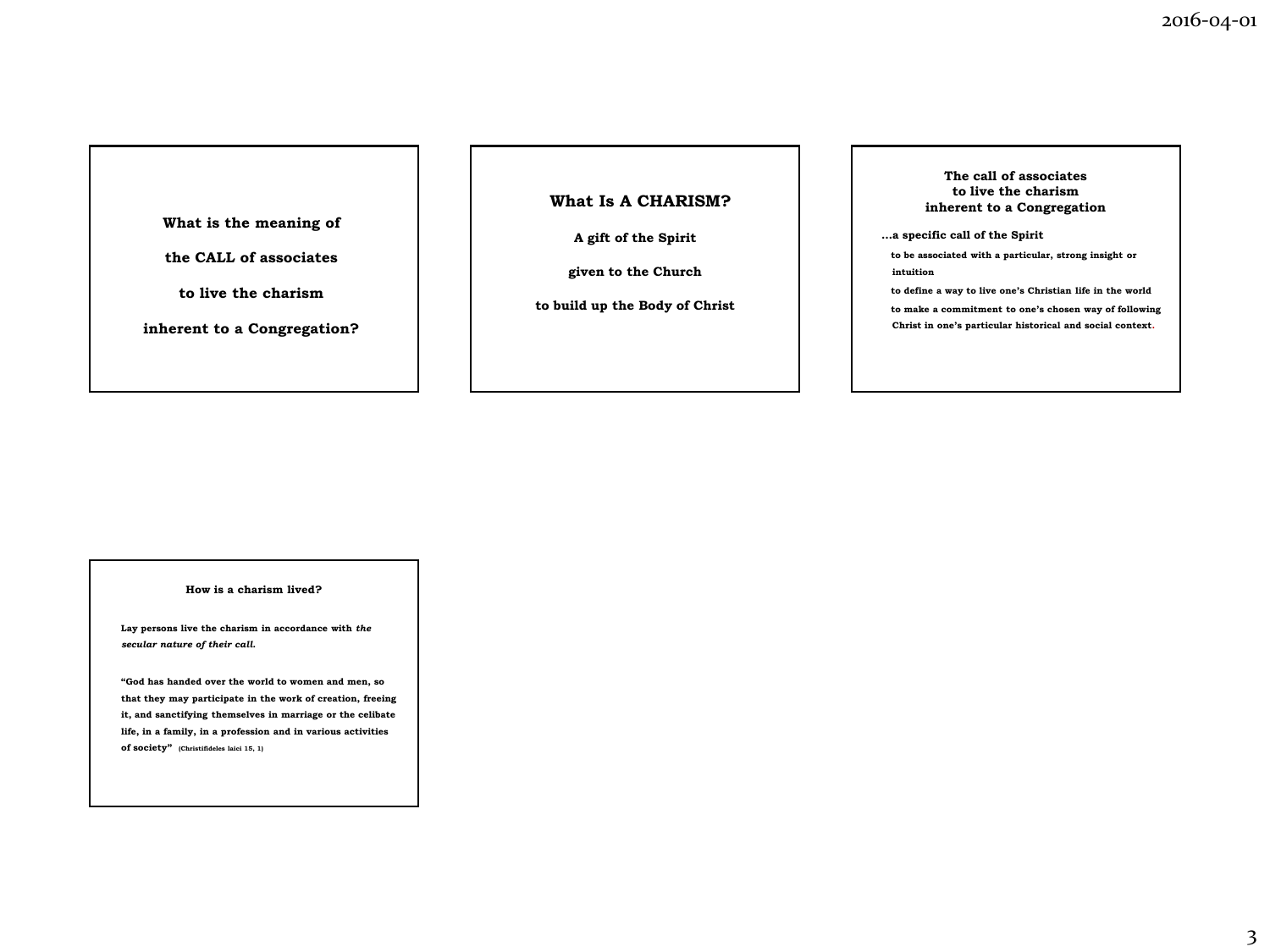**What is the meaning of**

**the CALL of associates**

**to live the charism**

**inherent to a Congregation?**

## What Is A CHARISM?

**A gift of the Spirit**

**given to the Church**

**to build up the Body of Christ**

**The call of associates**
**to live the charism**
**inherent to a Congregation**

**…a specific call of the Spirit**

**to be associated with a particular, strong insight or intuition**

**to define a way to live one's Christian life in the world**

**to make a commitment to one's chosen way of following Christ in one's particular historical and social context.**

**How is a charism lived?**

**Lay persons live the charism in accordance with *the secular nature of their call.***

**"God has handed over the world to women and men, so that they may participate in the work of creation, freeing it, and sanctifying themselves in marriage or the celibate life, in a family, in a profession and in various activities of society"** (Christifideles laici 15, 1)